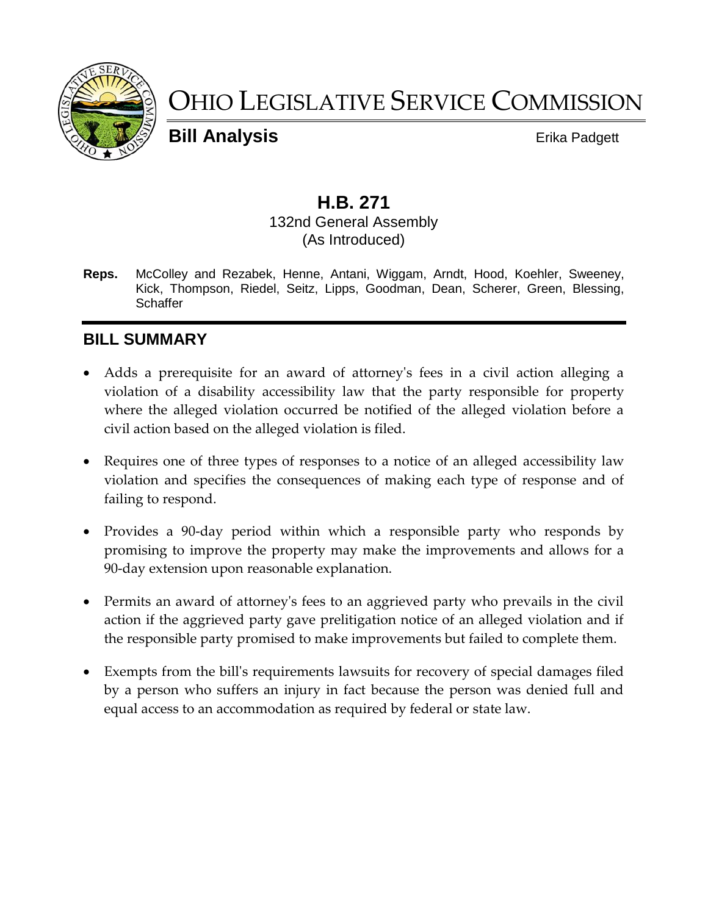# Ohio Legislative Service Commission

**Bill Analysis** Erika Padgett

## H.B. 271

132nd General Assembly

(As Introduced)

**Reps.** McColley and Rezabek, Henne, Antani, Wiggam, Arndt, Hood, Koehler, Sweeney, Kick, Thompson, Riedel, Seitz, Lipps, Goodman, Dean, Scherer, Green, Blessing, Schaffer

## BILL SUMMARY

- Adds a prerequisite for an award of attorney's fees in a civil action alleging a violation of a disability accessibility law that the party responsible for property where the alleged violation occurred be notified of the alleged violation before a civil action based on the alleged violation is filed.
- Requires one of three types of responses to a notice of an alleged accessibility law violation and specifies the consequences of making each type of response and of failing to respond.
- Provides a 90-day period within which a responsible party who responds by promising to improve the property may make the improvements and allows for a 90-day extension upon reasonable explanation.
- Permits an award of attorney's fees to an aggrieved party who prevails in the civil action if the aggrieved party gave prelitigation notice of an alleged violation and if the responsible party promised to make improvements but failed to complete them.
- Exempts from the bill's requirements lawsuits for recovery of special damages filed by a person who suffers an injury in fact because the person was denied full and equal access to an accommodation as required by federal or state law.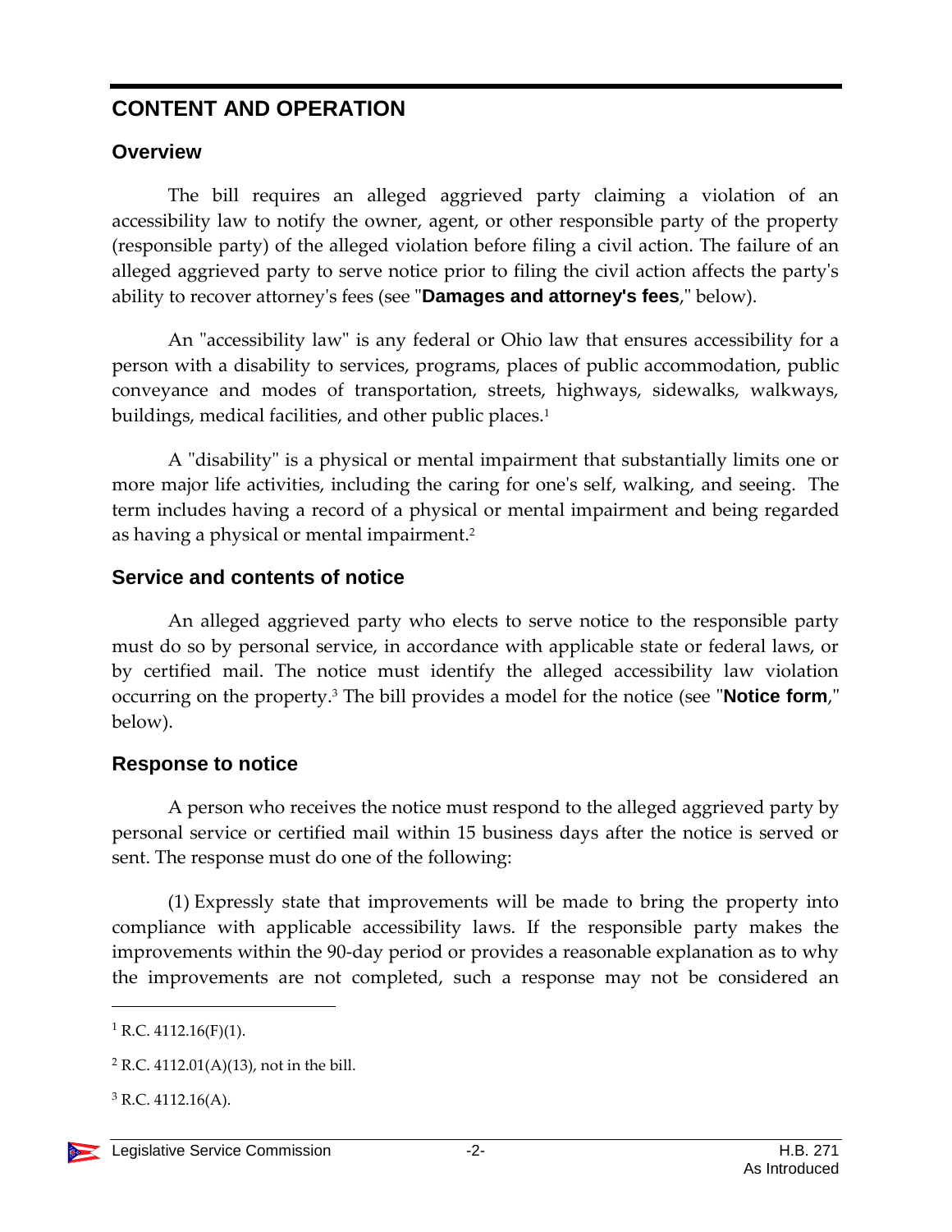## CONTENT AND OPERATION

### Overview

The bill requires an alleged aggrieved party claiming a violation of an accessibility law to notify the owner, agent, or other responsible party of the property (responsible party) of the alleged violation before filing a civil action. The failure of an alleged aggrieved party to serve notice prior to filing the civil action affects the party's ability to recover attorney's fees (see "**Damages and attorney's fees**," below).

An "accessibility law" is any federal or Ohio law that ensures accessibility for a person with a disability to services, programs, places of public accommodation, public conveyance and modes of transportation, streets, highways, sidewalks, walkways, buildings, medical facilities, and other public places.[1]

A "disability" is a physical or mental impairment that substantially limits one or more major life activities, including the caring for one's self, walking, and seeing. The term includes having a record of a physical or mental impairment and being regarded as having a physical or mental impairment.[2]

### Service and contents of notice

An alleged aggrieved party who elects to serve notice to the responsible party must do so by personal service, in accordance with applicable state or federal laws, or by certified mail. The notice must identify the alleged accessibility law violation occurring on the property.[3] The bill provides a model for the notice (see "**Notice form**," below).

### Response to notice

A person who receives the notice must respond to the alleged aggrieved party by personal service or certified mail within 15 business days after the notice is served or sent. The response must do one of the following:

(1) Expressly state that improvements will be made to bring the property into compliance with applicable accessibility laws. If the responsible party makes the improvements within the 90-day period or provides a reasonable explanation as to why the improvements are not completed, such a response may not be considered an

---

[1] R.C. 4112.16(F)(1).

[2] R.C. 4112.01(A)(13), not in the bill.

[3] R.C. 4112.16(A).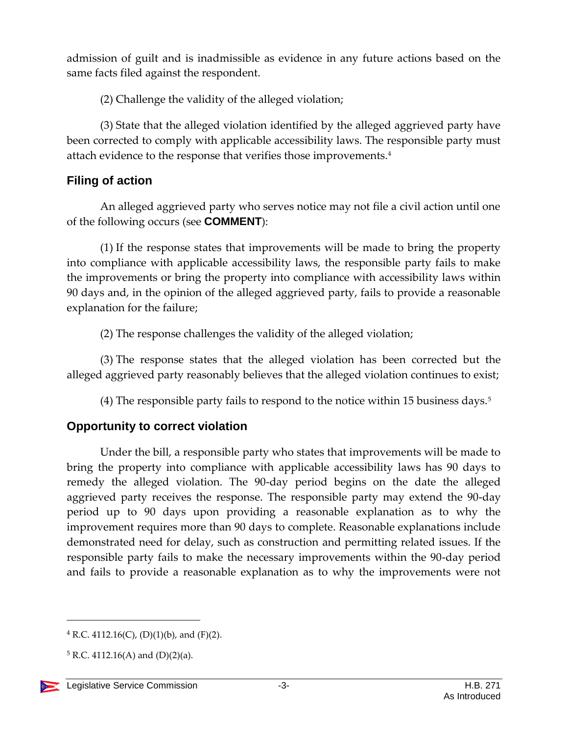admission of guilt and is inadmissible as evidence in any future actions based on the same facts filed against the respondent.

(2) Challenge the validity of the alleged violation;

(3) State that the alleged violation identified by the alleged aggrieved party have been corrected to comply with applicable accessibility laws. The responsible party must attach evidence to the response that verifies those improvements.[4]

## Filing of action

An alleged aggrieved party who serves notice may not file a civil action until one of the following occurs (see **COMMENT**):

(1) If the response states that improvements will be made to bring the property into compliance with applicable accessibility laws, the responsible party fails to make the improvements or bring the property into compliance with accessibility laws within 90 days and, in the opinion of the alleged aggrieved party, fails to provide a reasonable explanation for the failure;

(2) The response challenges the validity of the alleged violation;

(3) The response states that the alleged violation has been corrected but the alleged aggrieved party reasonably believes that the alleged violation continues to exist;

(4) The responsible party fails to respond to the notice within 15 business days.[5]

## Opportunity to correct violation

Under the bill, a responsible party who states that improvements will be made to bring the property into compliance with applicable accessibility laws has 90 days to remedy the alleged violation. The 90-day period begins on the date the alleged aggrieved party receives the response. The responsible party may extend the 90-day period up to 90 days upon providing a reasonable explanation as to why the improvement requires more than 90 days to complete. Reasonable explanations include demonstrated need for delay, such as construction and permitting related issues. If the responsible party fails to make the necessary improvements within the 90-day period and fails to provide a reasonable explanation as to why the improvements were not

---

[4] R.C. 4112.16(C), (D)(1)(b), and (F)(2).

[5] R.C. 4112.16(A) and (D)(2)(a).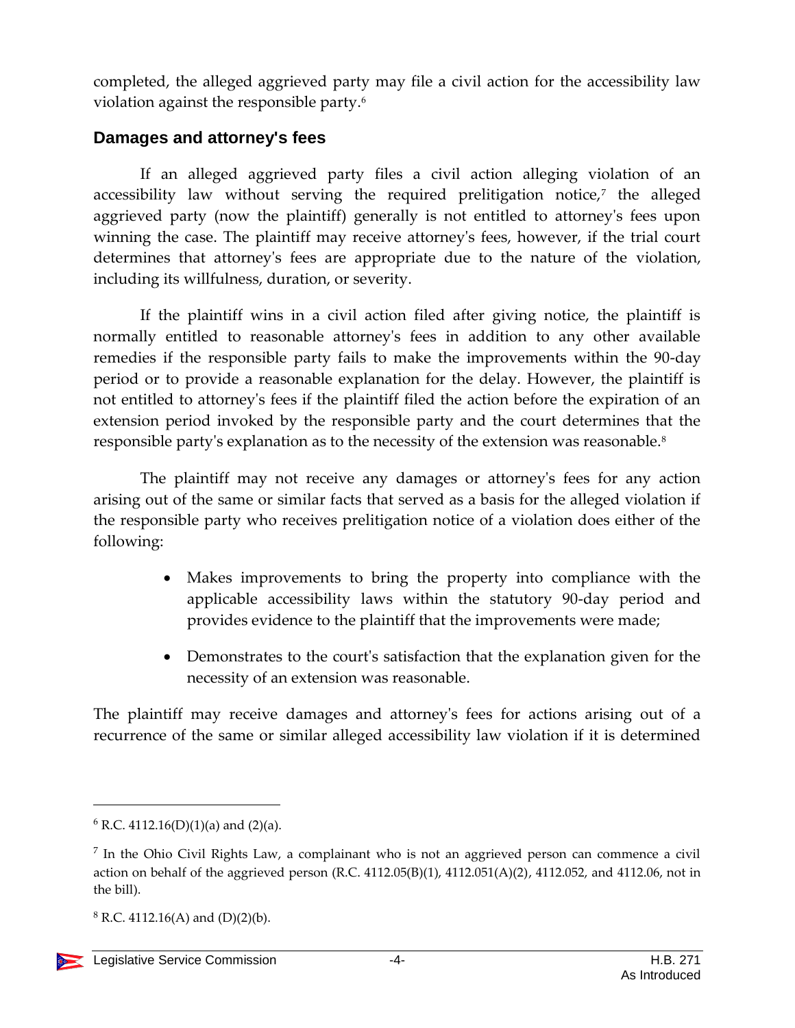completed, the alleged aggrieved party may file a civil action for the accessibility law violation against the responsible party.[6]

## Damages and attorney's fees

If an alleged aggrieved party files a civil action alleging violation of an accessibility law without serving the required prelitigation notice,[7] the alleged aggrieved party (now the plaintiff) generally is not entitled to attorney's fees upon winning the case. The plaintiff may receive attorney's fees, however, if the trial court determines that attorney's fees are appropriate due to the nature of the violation, including its willfulness, duration, or severity.

If the plaintiff wins in a civil action filed after giving notice, the plaintiff is normally entitled to reasonable attorney's fees in addition to any other available remedies if the responsible party fails to make the improvements within the 90-day period or to provide a reasonable explanation for the delay. However, the plaintiff is not entitled to attorney's fees if the plaintiff filed the action before the expiration of an extension period invoked by the responsible party and the court determines that the responsible party's explanation as to the necessity of the extension was reasonable.[8]

The plaintiff may not receive any damages or attorney's fees for any action arising out of the same or similar facts that served as a basis for the alleged violation if the responsible party who receives prelitigation notice of a violation does either of the following:

- Makes improvements to bring the property into compliance with the applicable accessibility laws within the statutory 90-day period and provides evidence to the plaintiff that the improvements were made;
- Demonstrates to the court's satisfaction that the explanation given for the necessity of an extension was reasonable.

The plaintiff may receive damages and attorney's fees for actions arising out of a recurrence of the same or similar alleged accessibility law violation if it is determined

---

[6] R.C. 4112.16(D)(1)(a) and (2)(a).

[7] In the Ohio Civil Rights Law, a complainant who is not an aggrieved person can commence a civil action on behalf of the aggrieved person (R.C. 4112.05(B)(1), 4112.051(A)(2), 4112.052, and 4112.06, not in the bill).

[8] R.C. 4112.16(A) and (D)(2)(b).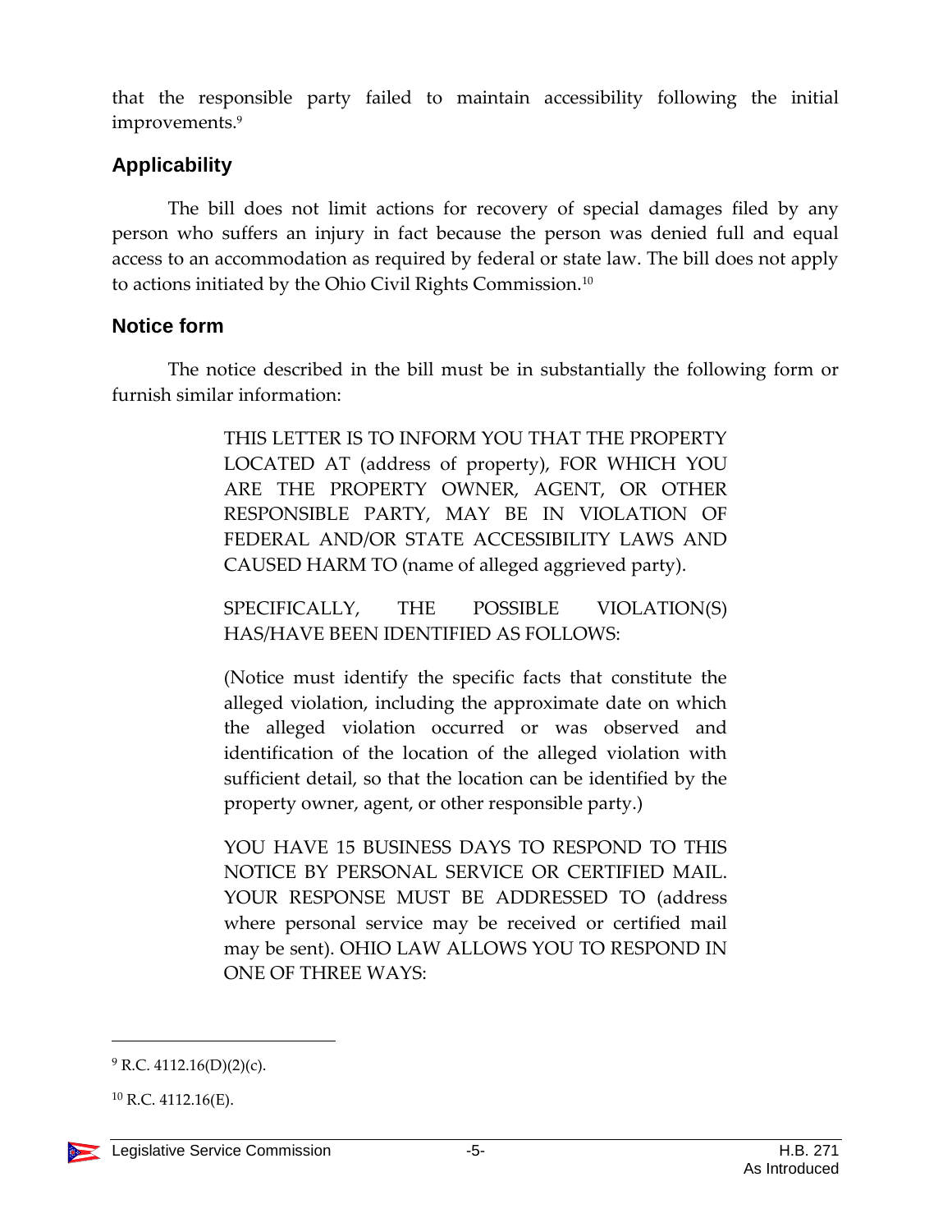that the responsible party failed to maintain accessibility following the initial improvements.[9]

## Applicability

The bill does not limit actions for recovery of special damages filed by any person who suffers an injury in fact because the person was denied full and equal access to an accommodation as required by federal or state law. The bill does not apply to actions initiated by the Ohio Civil Rights Commission.[10]

## Notice form

The notice described in the bill must be in substantially the following form or furnish similar information:

> THIS LETTER IS TO INFORM YOU THAT THE PROPERTY LOCATED AT (address of property), FOR WHICH YOU ARE THE PROPERTY OWNER, AGENT, OR OTHER RESPONSIBLE PARTY, MAY BE IN VIOLATION OF FEDERAL AND/OR STATE ACCESSIBILITY LAWS AND CAUSED HARM TO (name of alleged aggrieved party).
>
> SPECIFICALLY, THE POSSIBLE VIOLATION(S) HAS/HAVE BEEN IDENTIFIED AS FOLLOWS:
>
> (Notice must identify the specific facts that constitute the alleged violation, including the approximate date on which the alleged violation occurred or was observed and identification of the location of the alleged violation with sufficient detail, so that the location can be identified by the property owner, agent, or other responsible party.)
>
> YOU HAVE 15 BUSINESS DAYS TO RESPOND TO THIS NOTICE BY PERSONAL SERVICE OR CERTIFIED MAIL. YOUR RESPONSE MUST BE ADDRESSED TO (address where personal service may be received or certified mail may be sent). OHIO LAW ALLOWS YOU TO RESPOND IN ONE OF THREE WAYS:

---

[9] R.C. 4112.16(D)(2)(c).

[10] R.C. 4112.16(E).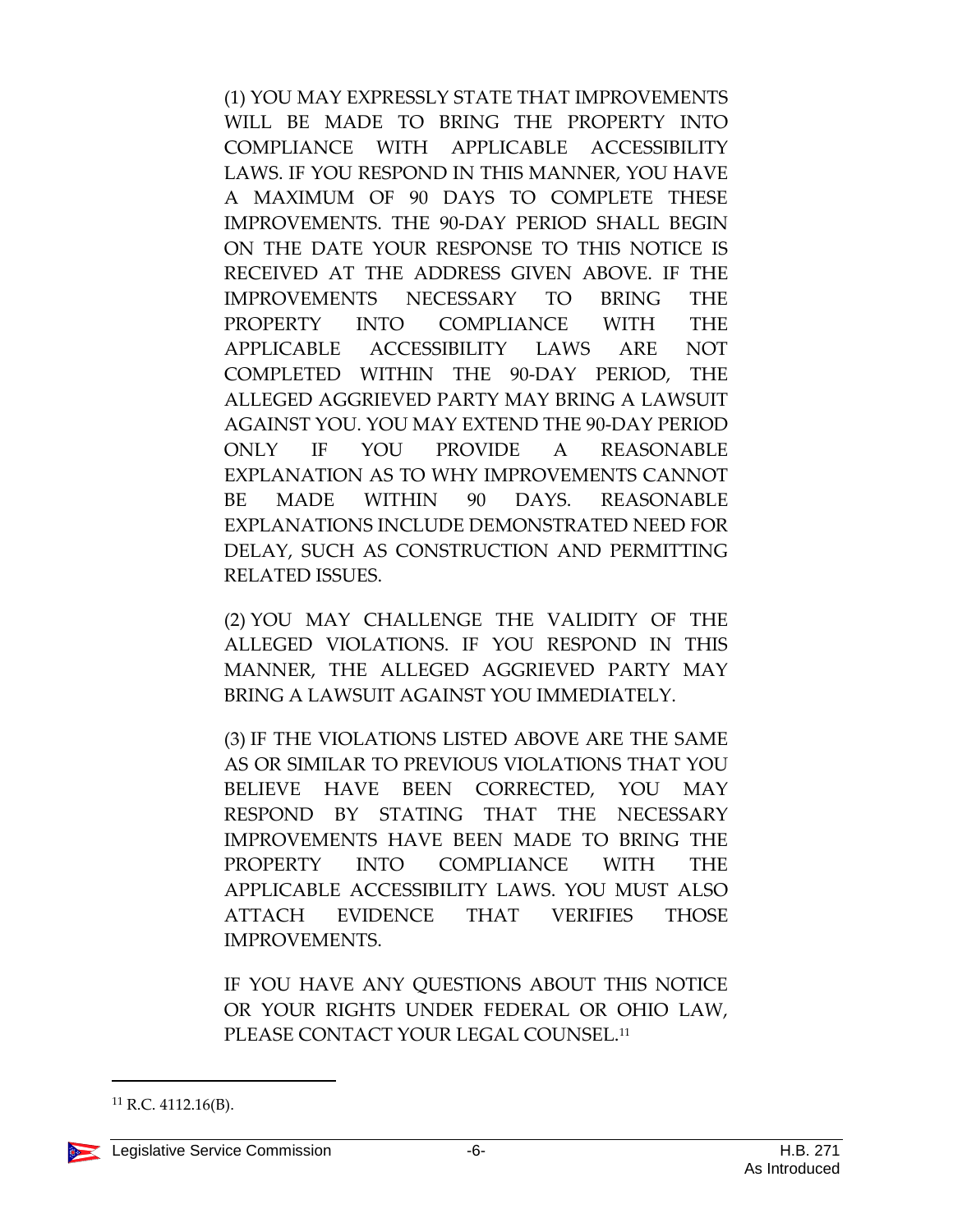(1) YOU MAY EXPRESSLY STATE THAT IMPROVEMENTS WILL BE MADE TO BRING THE PROPERTY INTO COMPLIANCE WITH APPLICABLE ACCESSIBILITY LAWS. IF YOU RESPOND IN THIS MANNER, YOU HAVE A MAXIMUM OF 90 DAYS TO COMPLETE THESE IMPROVEMENTS. THE 90-DAY PERIOD SHALL BEGIN ON THE DATE YOUR RESPONSE TO THIS NOTICE IS RECEIVED AT THE ADDRESS GIVEN ABOVE. IF THE IMPROVEMENTS NECESSARY TO BRING THE PROPERTY INTO COMPLIANCE WITH THE APPLICABLE ACCESSIBILITY LAWS ARE NOT COMPLETED WITHIN THE 90-DAY PERIOD, THE ALLEGED AGGRIEVED PARTY MAY BRING A LAWSUIT AGAINST YOU. YOU MAY EXTEND THE 90-DAY PERIOD ONLY IF YOU PROVIDE A REASONABLE EXPLANATION AS TO WHY IMPROVEMENTS CANNOT BE MADE WITHIN 90 DAYS. REASONABLE EXPLANATIONS INCLUDE DEMONSTRATED NEED FOR DELAY, SUCH AS CONSTRUCTION AND PERMITTING RELATED ISSUES.

(2) YOU MAY CHALLENGE THE VALIDITY OF THE ALLEGED VIOLATIONS. IF YOU RESPOND IN THIS MANNER, THE ALLEGED AGGRIEVED PARTY MAY BRING A LAWSUIT AGAINST YOU IMMEDIATELY.

(3) IF THE VIOLATIONS LISTED ABOVE ARE THE SAME AS OR SIMILAR TO PREVIOUS VIOLATIONS THAT YOU BELIEVE HAVE BEEN CORRECTED, YOU MAY RESPOND BY STATING THAT THE NECESSARY IMPROVEMENTS HAVE BEEN MADE TO BRING THE PROPERTY INTO COMPLIANCE WITH THE APPLICABLE ACCESSIBILITY LAWS. YOU MUST ALSO ATTACH EVIDENCE THAT VERIFIES THOSE IMPROVEMENTS.

IF YOU HAVE ANY QUESTIONS ABOUT THIS NOTICE OR YOUR RIGHTS UNDER FEDERAL OR OHIO LAW, PLEASE CONTACT YOUR LEGAL COUNSEL.[11]

---

[11] R.C. 4112.16(B).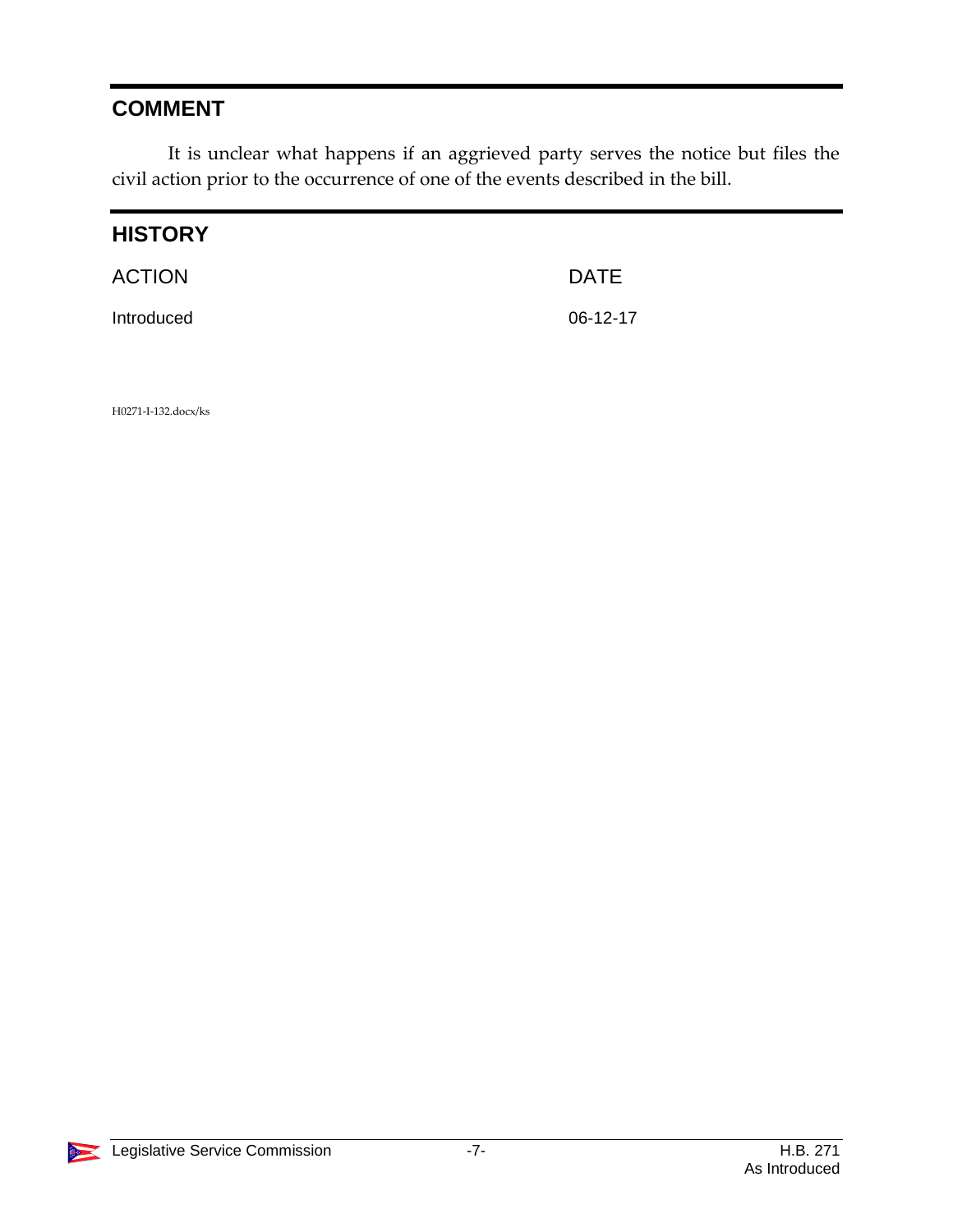## COMMENT

It is unclear what happens if an aggrieved party serves the notice but files the civil action prior to the occurrence of one of the events described in the bill.

## HISTORY

| ACTION | DATE |
| --- | --- |
| Introduced | 06-12-17 |

H0271-I-132.docx/ks